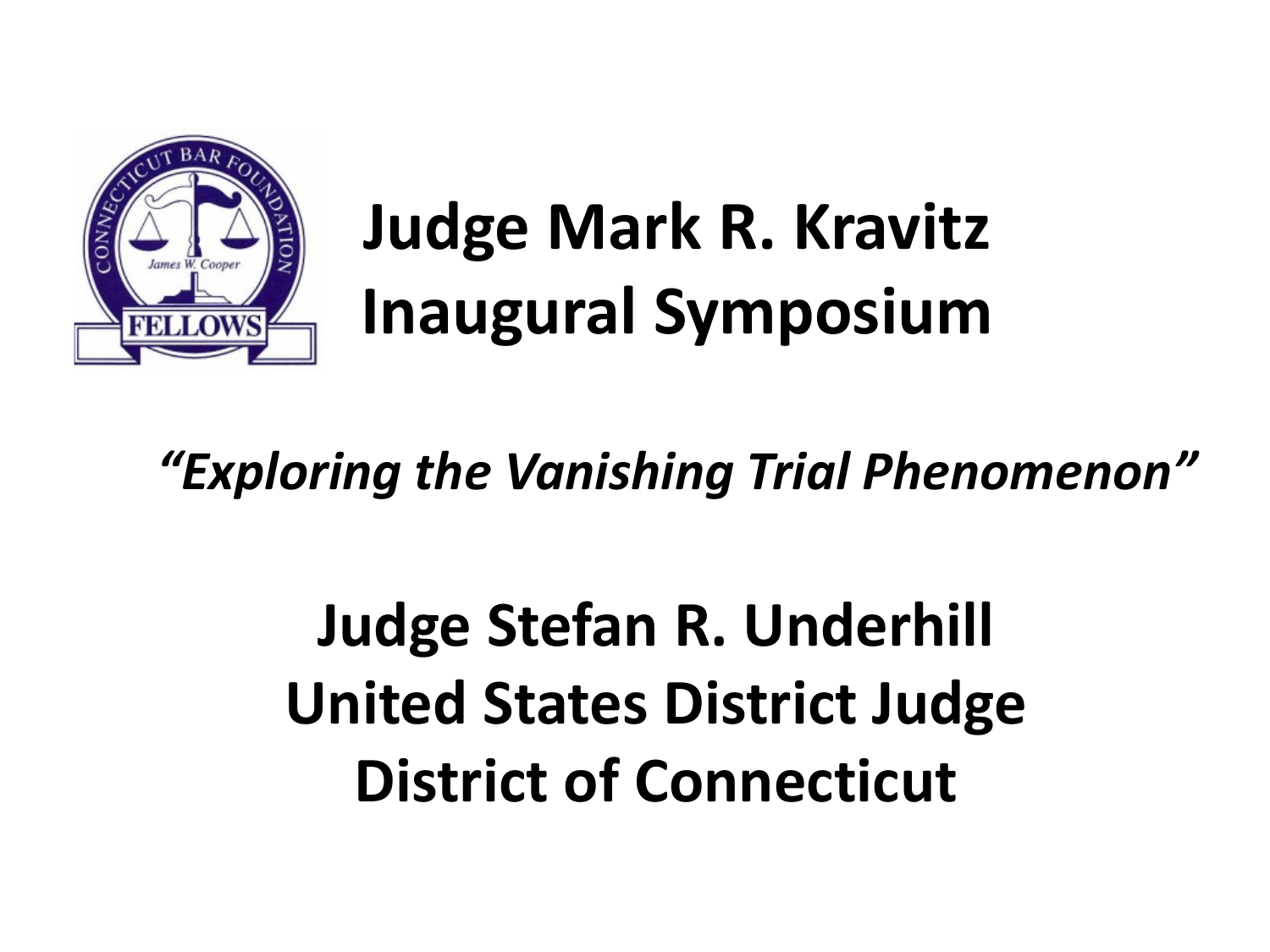# Judge Mark R. Kravitz Inaugural Symposium

*"Exploring the Vanishing Trial Phenomenon"*

**Judge Stefan R. Underhill**
**United States District Judge**
**District of Connecticut**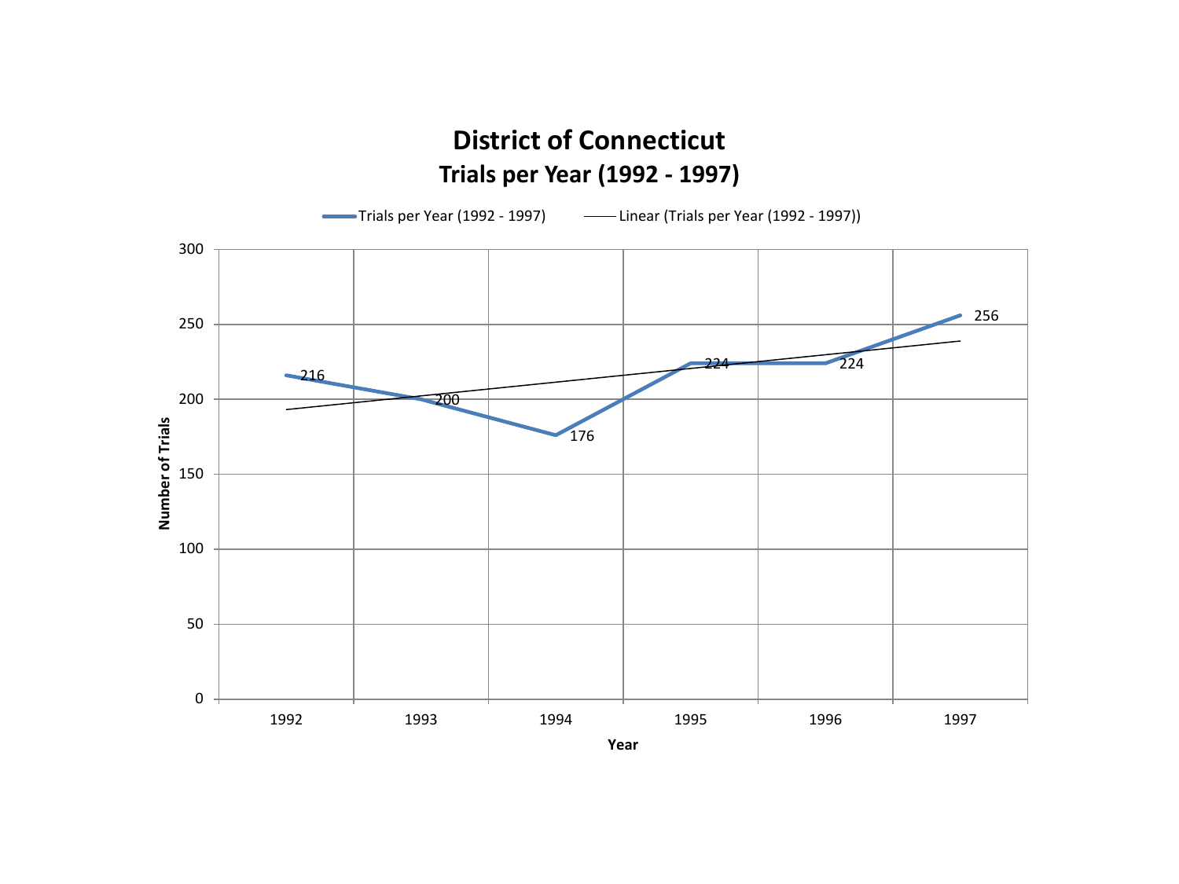# District of Connecticut

## Trials per Year (1992 - 1997)

| Year | Number of Trials |
| --- | --- |
| 1992 | 216 |
| 1993 | 200 |
| 1994 | 176 |
| 1995 | 224 |
| 1996 | 224 |
| 1997 | 256 |

Legend: Trials per Year (1992 - 1997); Linear (Trials per Year (1992 - 1997))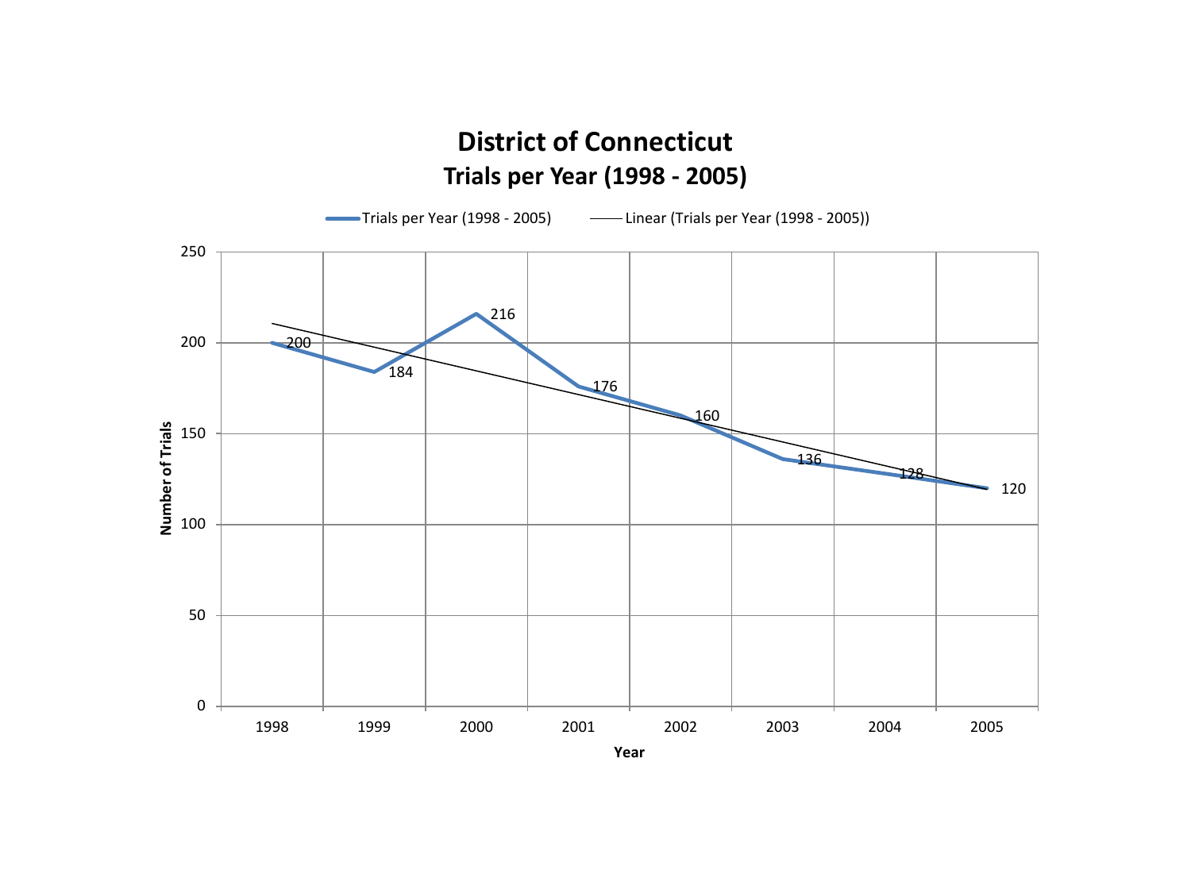# District of Connecticut

## Trials per Year (1998 - 2005)

| Year | Trials per Year (1998 - 2005) |
|---|---|
| 1998 | 200 |
| 1999 | 184 |
| 2000 | 216 |
| 2001 | 176 |
| 2002 | 160 |
| 2003 | 136 |
| 2004 | 128 |
| 2005 | 120 |

Legend: Trials per Year (1998 - 2005); Linear (Trials per Year (1998 - 2005))

Y-axis: Number of Trials (0–250)

X-axis: Year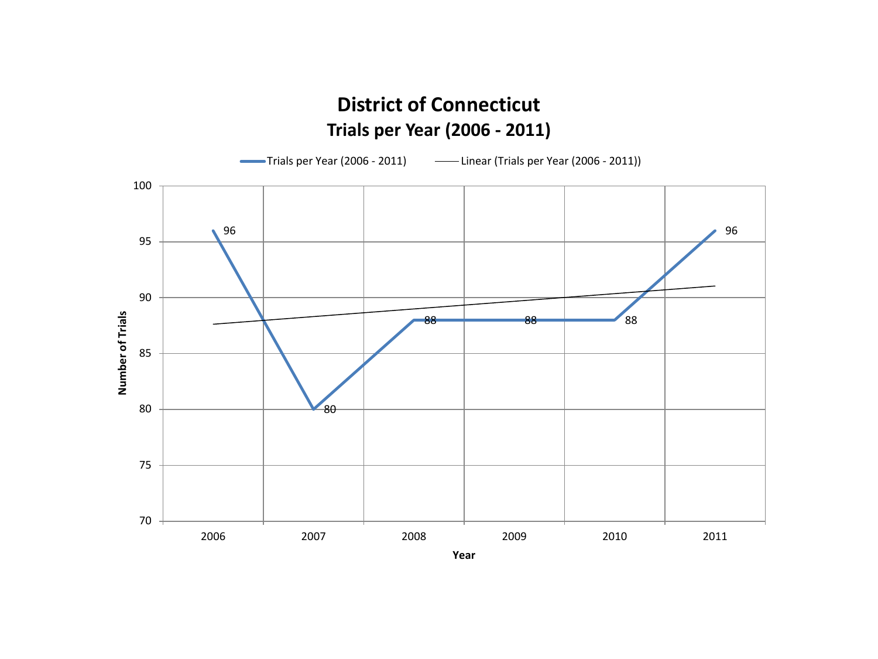# District of Connecticut

## Trials per Year (2006 - 2011)

| Year | Trials per Year (2006 - 2011) |
| --- | --- |
| 2006 | 96 |
| 2007 | 80 |
| 2008 | 88 |
| 2009 | 88 |
| 2010 | 88 |
| 2011 | 96 |

Legend: Trials per Year (2006 - 2011); Linear (Trials per Year (2006 - 2011))

Y-axis: Number of Trials (70–100)

X-axis: Year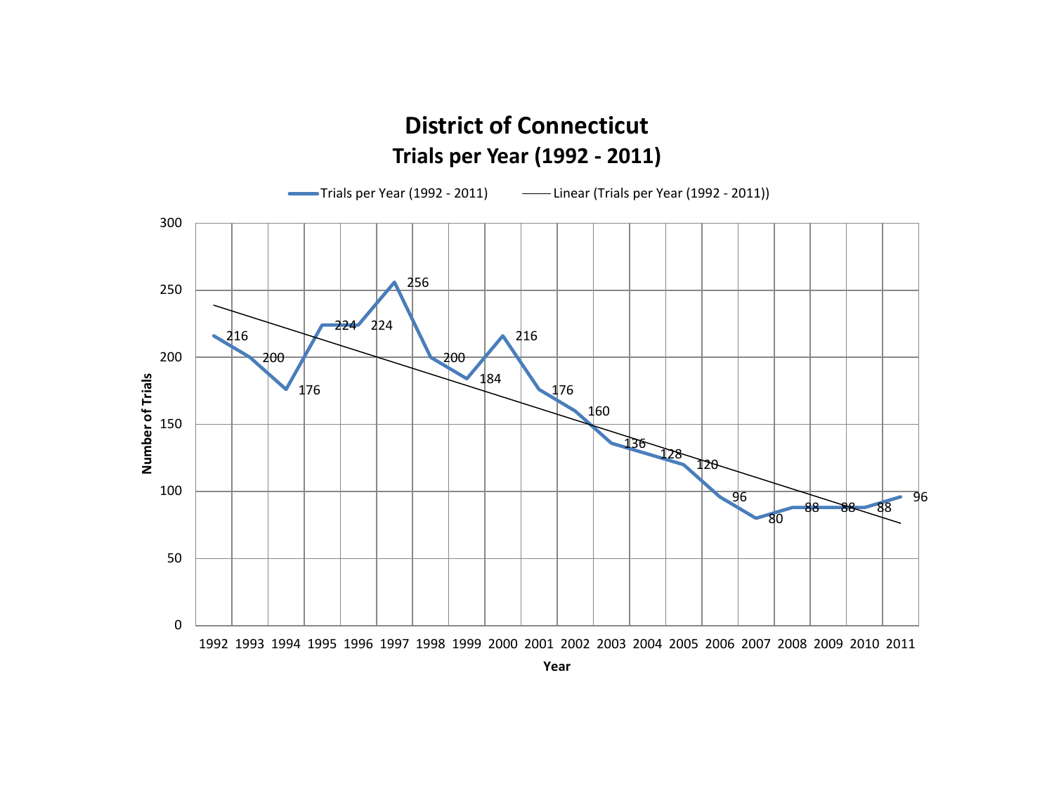# District of Connecticut

## Trials per Year (1992 - 2011)

Trials per Year (1992 - 2011) — Linear (Trials per Year (1992 - 2011))

| Year | Number of Trials |
|---|---|
| 1992 | 216 |
| 1993 | 200 |
| 1994 | 176 |
| 1995 | 224 |
| 1996 | 224 |
| 1997 | 256 |
| 1998 | 200 |
| 1999 | 184 |
| 2000 | 216 |
| 2001 | 176 |
| 2002 | 160 |
| 2003 | 136 |
| 2004 | 128 |
| 2005 | 120 |
| 2006 | 96 |
| 2007 | 80 |
| 2008 | 88 |
| 2009 | 88 |
| 2010 | 88 |
| 2011 | 96 |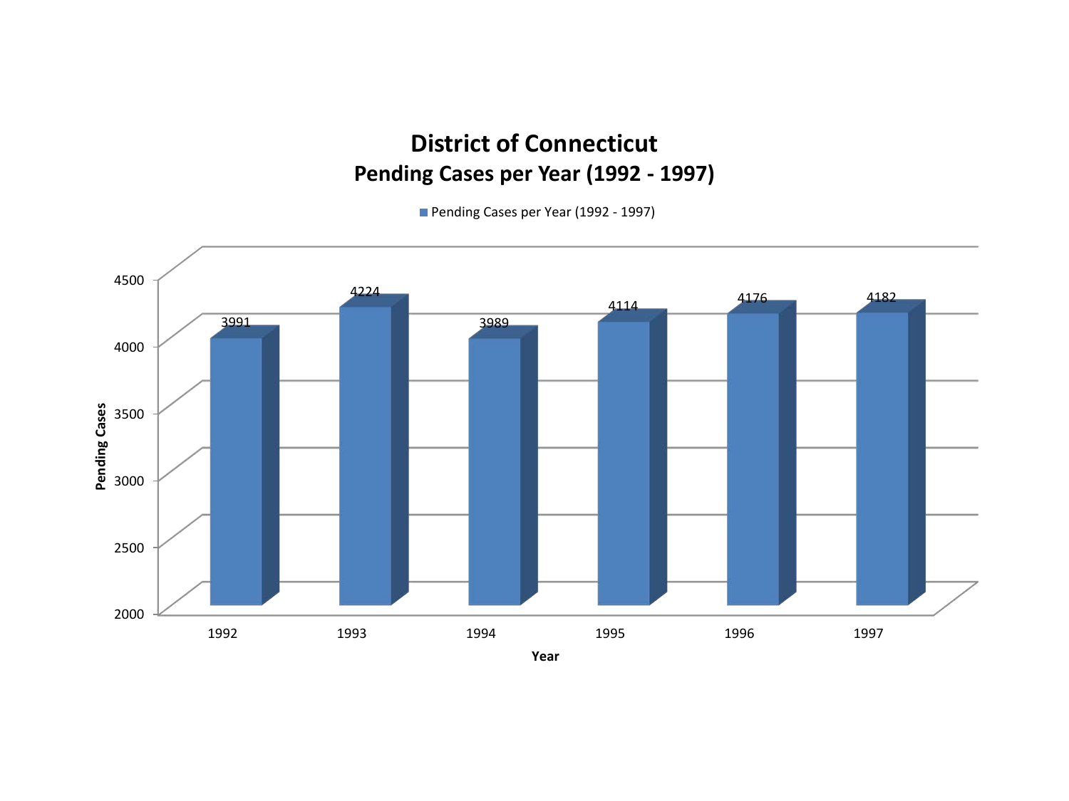# District of Connecticut

## Pending Cases per Year (1992 - 1997)

Pending Cases per Year (1992 - 1997)

| Year | Pending Cases |
|---|---|
| 1992 | 3991 |
| 1993 | 4224 |
| 1994 | 3989 |
| 1995 | 4114 |
| 1996 | 4176 |
| 1997 | 4182 |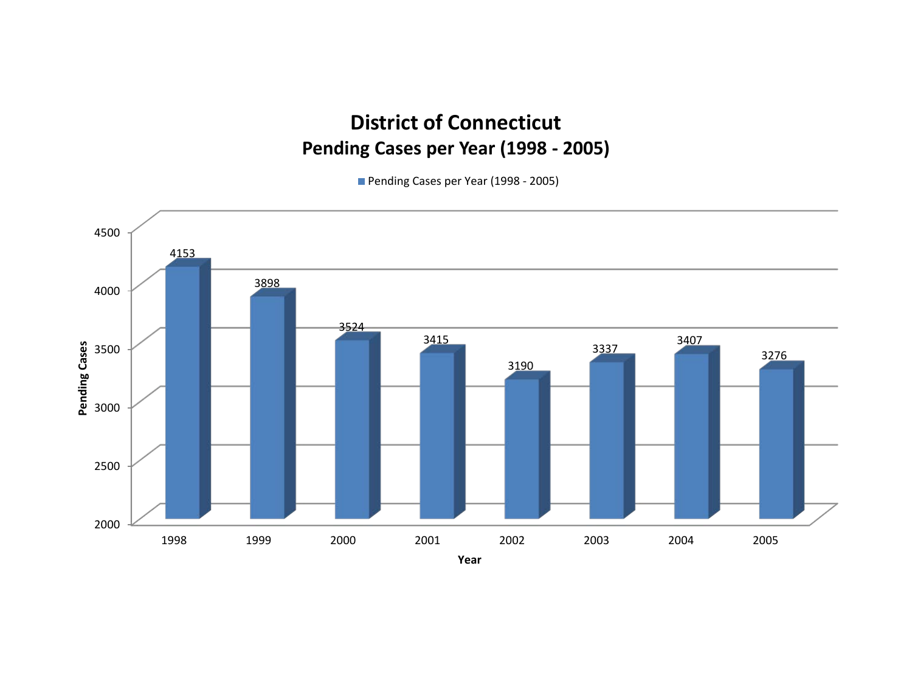# District of Connecticut
## Pending Cases per Year (1998 - 2005)

Pending Cases per Year (1998 - 2005)

| Year | Pending Cases |
|---|---|
| 1998 | 4153 |
| 1999 | 3898 |
| 2000 | 3524 |
| 2001 | 3415 |
| 2002 | 3190 |
| 2003 | 3337 |
| 2004 | 3407 |
| 2005 | 3276 |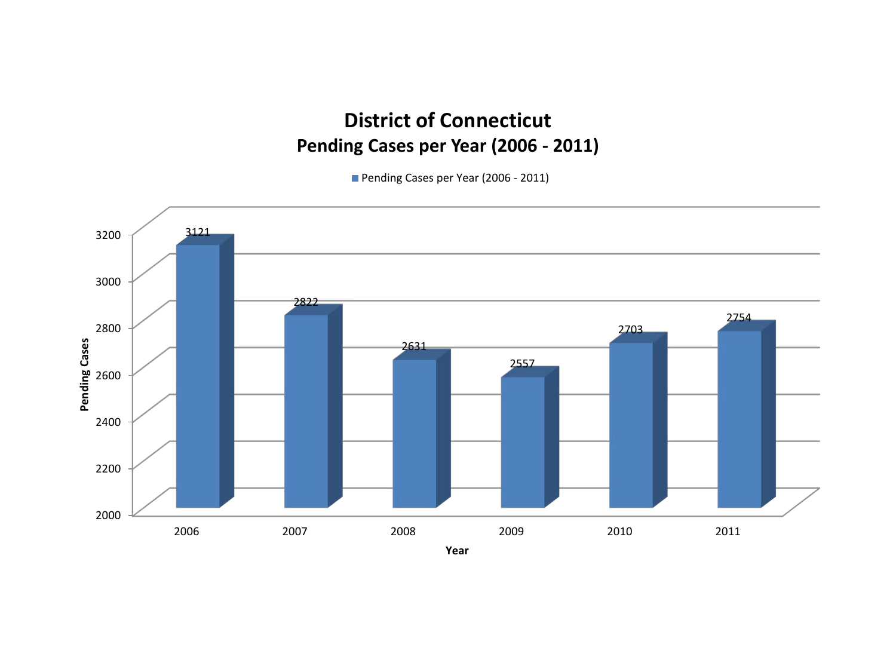# District of Connecticut

## Pending Cases per Year (2006 - 2011)

■ Pending Cases per Year (2006 - 2011)

| Year | Pending Cases |
|---|---|
| 2006 | 3121 |
| 2007 | 2822 |
| 2008 | 2631 |
| 2009 | 2557 |
| 2010 | 2703 |
| 2011 | 2754 |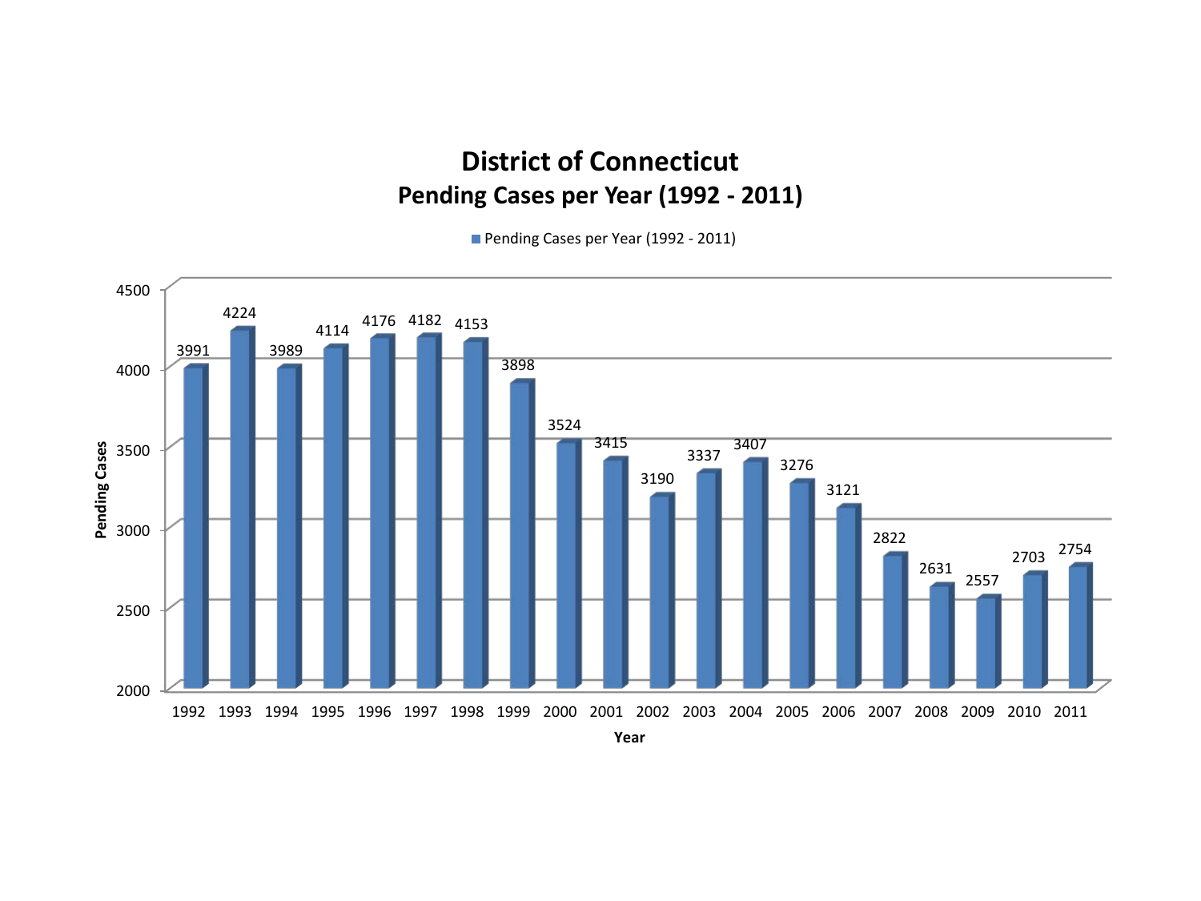# District of Connecticut
## Pending Cases per Year (1992 - 2011)

■ Pending Cases per Year (1992 - 2011)

| Year | Pending Cases |
|---|---|
| 1992 | 3991 |
| 1993 | 4224 |
| 1994 | 3989 |
| 1995 | 4114 |
| 1996 | 4176 |
| 1997 | 4182 |
| 1998 | 4153 |
| 1999 | 3898 |
| 2000 | 3524 |
| 2001 | 3415 |
| 2002 | 3190 |
| 2003 | 3337 |
| 2004 | 3407 |
| 2005 | 3276 |
| 2006 | 3121 |
| 2007 | 2822 |
| 2008 | 2631 |
| 2009 | 2557 |
| 2010 | 2703 |
| 2011 | 2754 |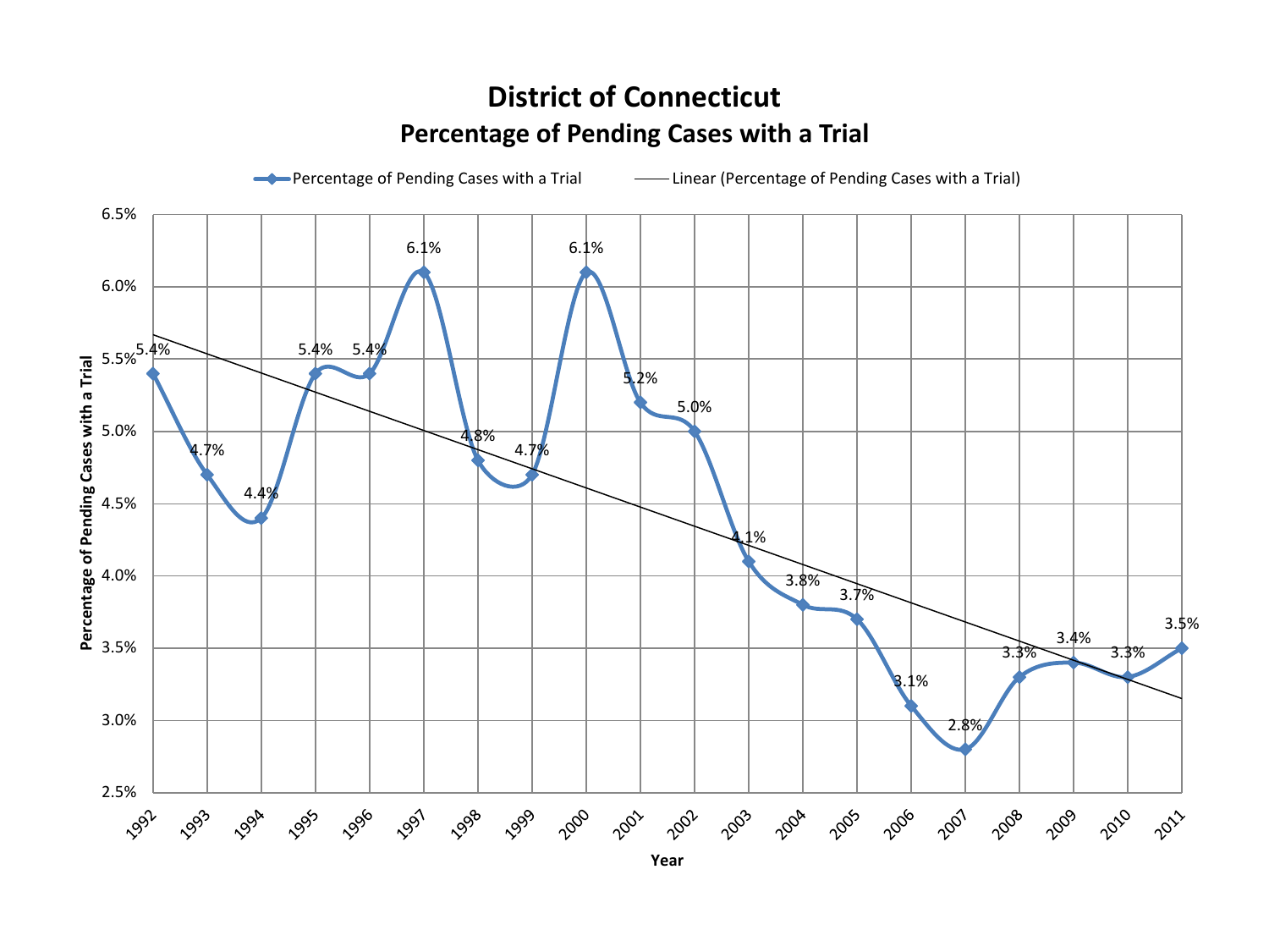# District of Connecticut

## Percentage of Pending Cases with a Trial

| Year | Percentage of Pending Cases with a Trial |
|---|---|
| 1992 | 5.4% |
| 1993 | 4.7% |
| 1994 | 4.4% |
| 1995 | 5.4% |
| 1996 | 5.4% |
| 1997 | 6.1% |
| 1998 | 4.8% |
| 1999 | 4.7% |
| 2000 | 6.1% |
| 2001 | 5.2% |
| 2002 | 5.0% |
| 2003 | 4.1% |
| 2004 | 3.8% |
| 2005 | 3.7% |
| 2006 | 3.1% |
| 2007 | 2.8% |
| 2008 | 3.3% |
| 2009 | 3.4% |
| 2010 | 3.3% |
| 2011 | 3.5% |

Legend: Percentage of Pending Cases with a Trial; Linear (Percentage of Pending Cases with a Trial)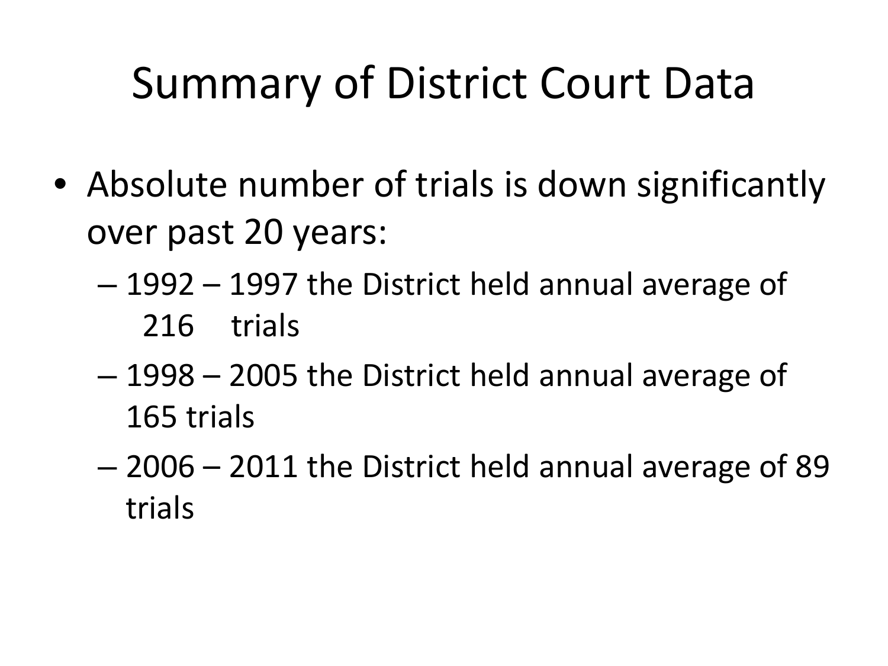# Summary of District Court Data

- Absolute number of trials is down significantly over past 20 years:
  - 1992 – 1997 the District held annual average of 216 trials
  - 1998 – 2005 the District held annual average of 165 trials
  - 2006 – 2011 the District held annual average of 89 trials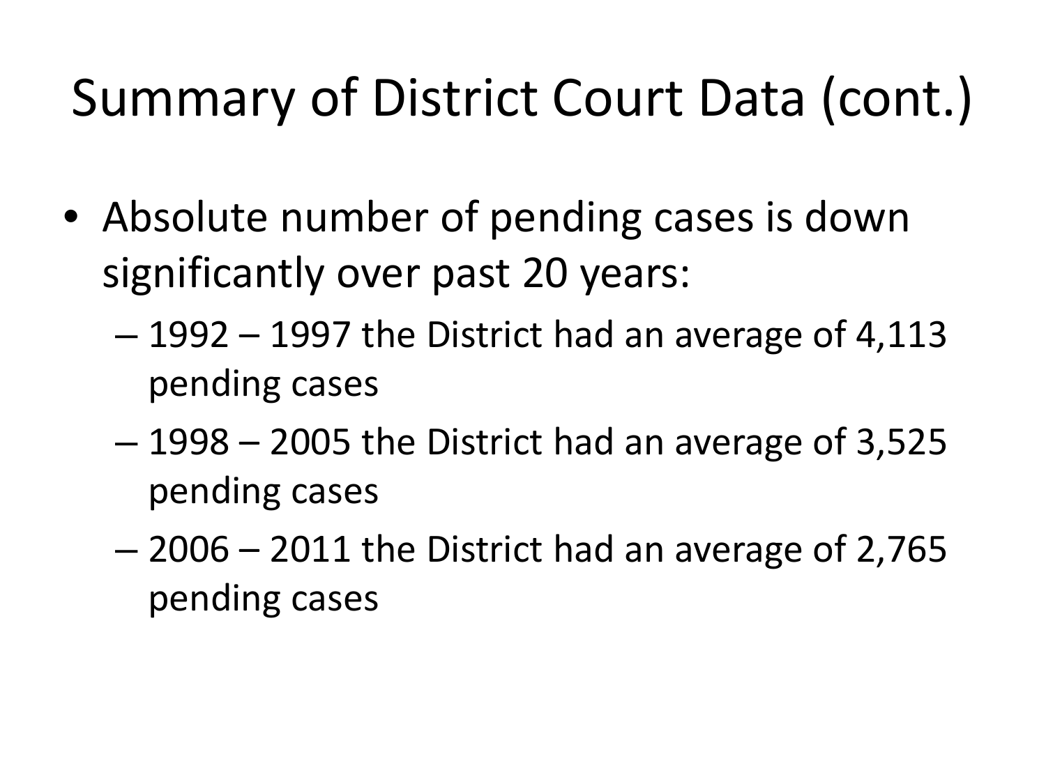# Summary of District Court Data (cont.)

- Absolute number of pending cases is down significantly over past 20 years:
  - 1992 – 1997 the District had an average of 4,113 pending cases
  - 1998 – 2005 the District had an average of 3,525 pending cases
  - 2006 – 2011 the District had an average of 2,765 pending cases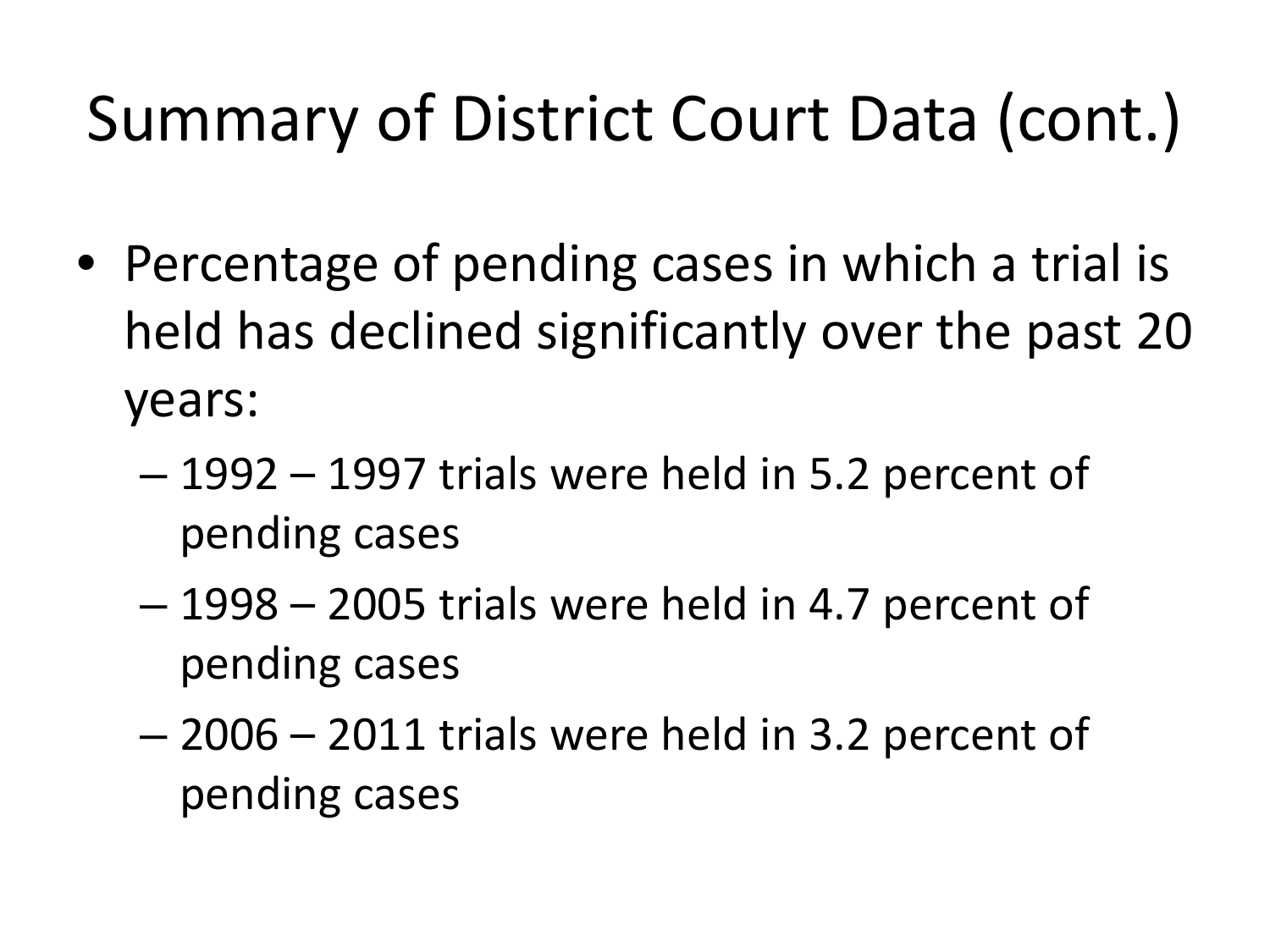# Summary of District Court Data (cont.)

- Percentage of pending cases in which a trial is held has declined significantly over the past 20 years:
  - 1992 – 1997 trials were held in 5.2 percent of pending cases
  - 1998 – 2005 trials were held in 4.7 percent of pending cases
  - 2006 – 2011 trials were held in 3.2 percent of pending cases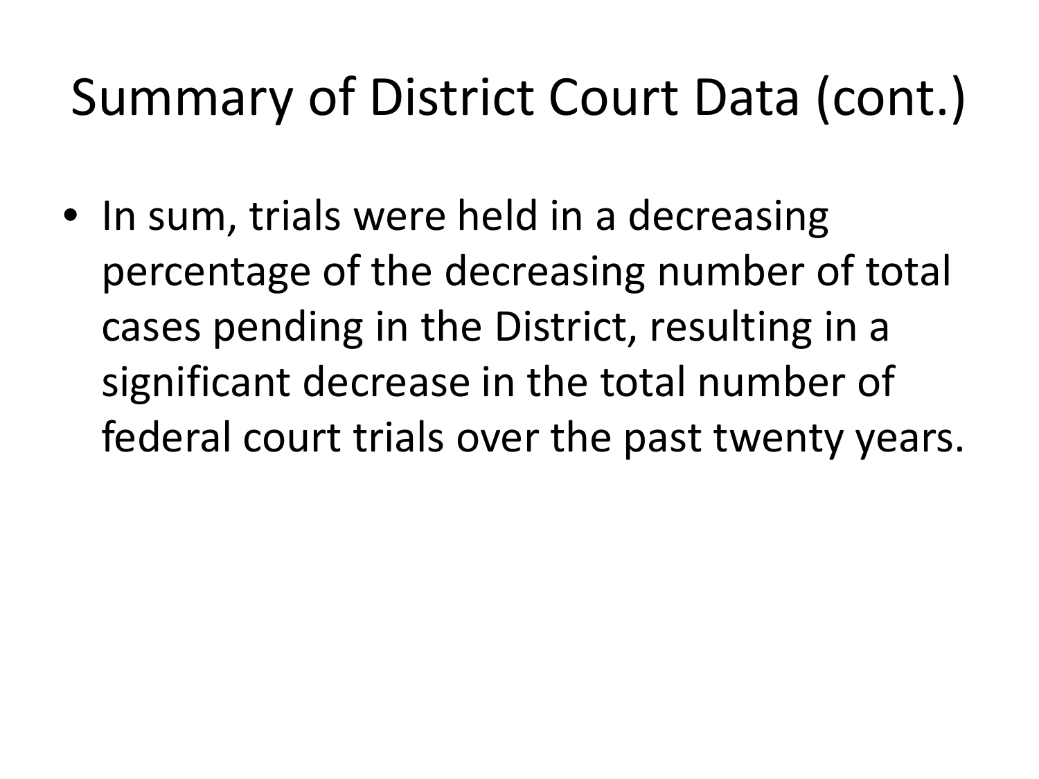# Summary of District Court Data (cont.)

- In sum, trials were held in a decreasing percentage of the decreasing number of total cases pending in the District, resulting in a significant decrease in the total number of federal court trials over the past twenty years.